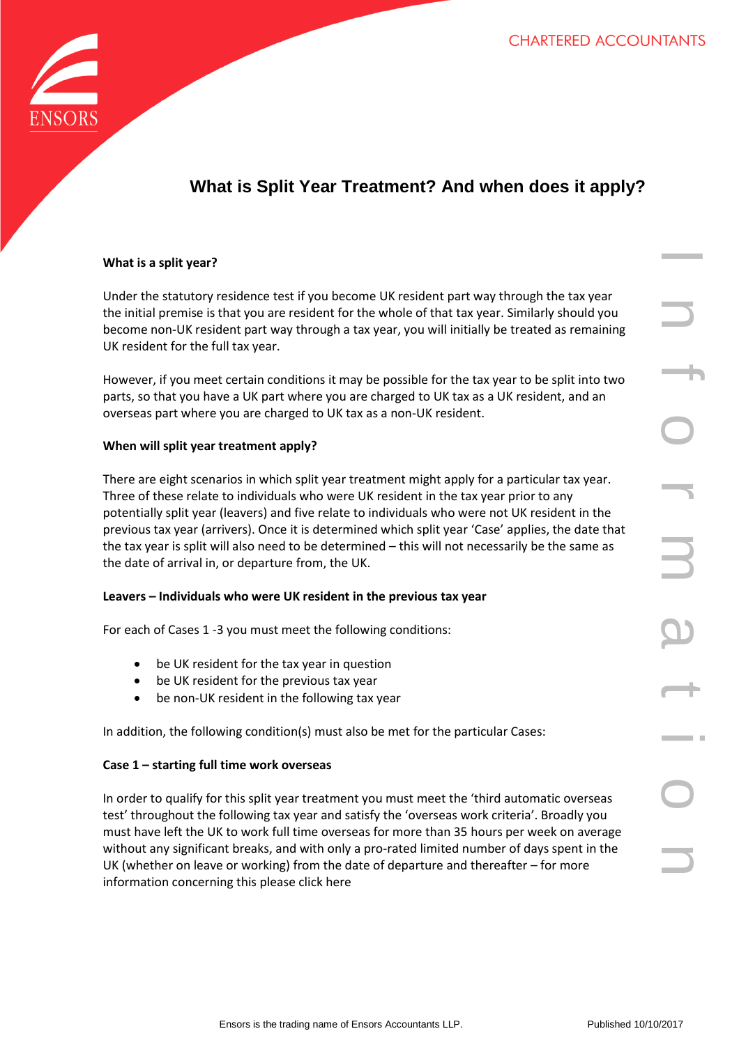# What is Split Year Treatment? And when does it apply?

**What is a split year?**

Under the statutory residence test if you become UK resident part way through the tax year the initial premise is that you are resident for the whole of that tax year. Similarly should you become non-UK resident part way through a tax year, you will initially be treated as remaining UK resident for the full tax year.

However, if you meet certain conditions it may be possible for the tax year to be split into two parts, so that you have a UK part where you are charged to UK tax as a UK resident, and an overseas part where you are charged to UK tax as a non-UK resident.

**When will split year treatment apply?**

There are eight scenarios in which split year treatment might apply for a particular tax year. Three of these relate to individuals who were UK resident in the tax year prior to any potentially split year (leavers) and five relate to individuals who were not UK resident in the previous tax year (arrivers). Once it is determined which split year 'Case' applies, the date that the tax year is split will also need to be determined – this will not necessarily be the same as the date of arrival in, or departure from, the UK.

**Leavers – Individuals who were UK resident in the previous tax year**

For each of Cases 1 -3 you must meet the following conditions:

- be UK resident for the tax year in question
- be UK resident for the previous tax year
- be non-UK resident in the following tax year

In addition, the following condition(s) must also be met for the particular Cases:

**Case 1 – starting full time work overseas**

In order to qualify for this split year treatment you must meet the 'third automatic overseas test' throughout the following tax year and satisfy the 'overseas work criteria'. Broadly you must have left the UK to work full time overseas for more than 35 hours per week on average without any significant breaks, and with only a pro-rated limited number of days spent in the UK (whether on leave or working) from the date of departure and thereafter – for more information concerning this please click here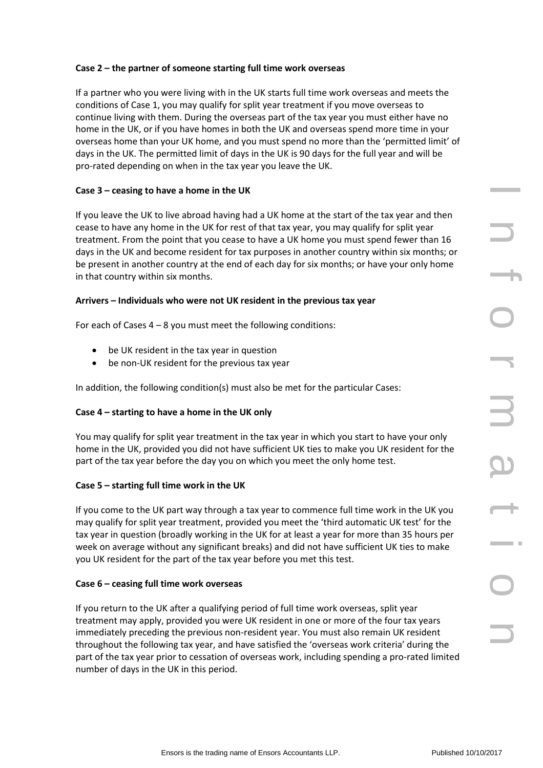**Case 2 – the partner of someone starting full time work overseas**

If a partner who you were living with in the UK starts full time work overseas and meets the conditions of Case 1, you may qualify for split year treatment if you move overseas to continue living with them. During the overseas part of the tax year you must either have no home in the UK, or if you have homes in both the UK and overseas spend more time in your overseas home than your UK home, and you must spend no more than the 'permitted limit' of days in the UK. The permitted limit of days in the UK is 90 days for the full year and will be pro-rated depending on when in the tax year you leave the UK.

**Case 3 – ceasing to have a home in the UK**

If you leave the UK to live abroad having had a UK home at the start of the tax year and then cease to have any home in the UK for rest of that tax year, you may qualify for split year treatment. From the point that you cease to have a UK home you must spend fewer than 16 days in the UK and become resident for tax purposes in another country within six months; or be present in another country at the end of each day for six months; or have your only home in that country within six months.

**Arrivers – Individuals who were not UK resident in the previous tax year**

For each of Cases 4 – 8 you must meet the following conditions:

- be UK resident in the tax year in question
- be non-UK resident for the previous tax year

In addition, the following condition(s) must also be met for the particular Cases:

**Case 4 – starting to have a home in the UK only**

You may qualify for split year treatment in the tax year in which you start to have your only home in the UK, provided you did not have sufficient UK ties to make you UK resident for the part of the tax year before the day you on which you meet the only home test.

**Case 5 – starting full time work in the UK**

If you come to the UK part way through a tax year to commence full time work in the UK you may qualify for split year treatment, provided you meet the 'third automatic UK test' for the tax year in question (broadly working in the UK for at least a year for more than 35 hours per week on average without any significant breaks) and did not have sufficient UK ties to make you UK resident for the part of the tax year before you met this test.

**Case 6 – ceasing full time work overseas**

If you return to the UK after a qualifying period of full time work overseas, split year treatment may apply, provided you were UK resident in one or more of the four tax years immediately preceding the previous non-resident year. You must also remain UK resident throughout the following tax year, and have satisfied the 'overseas work criteria' during the part of the tax year prior to cessation of overseas work, including spending a pro-rated limited number of days in the UK in this period.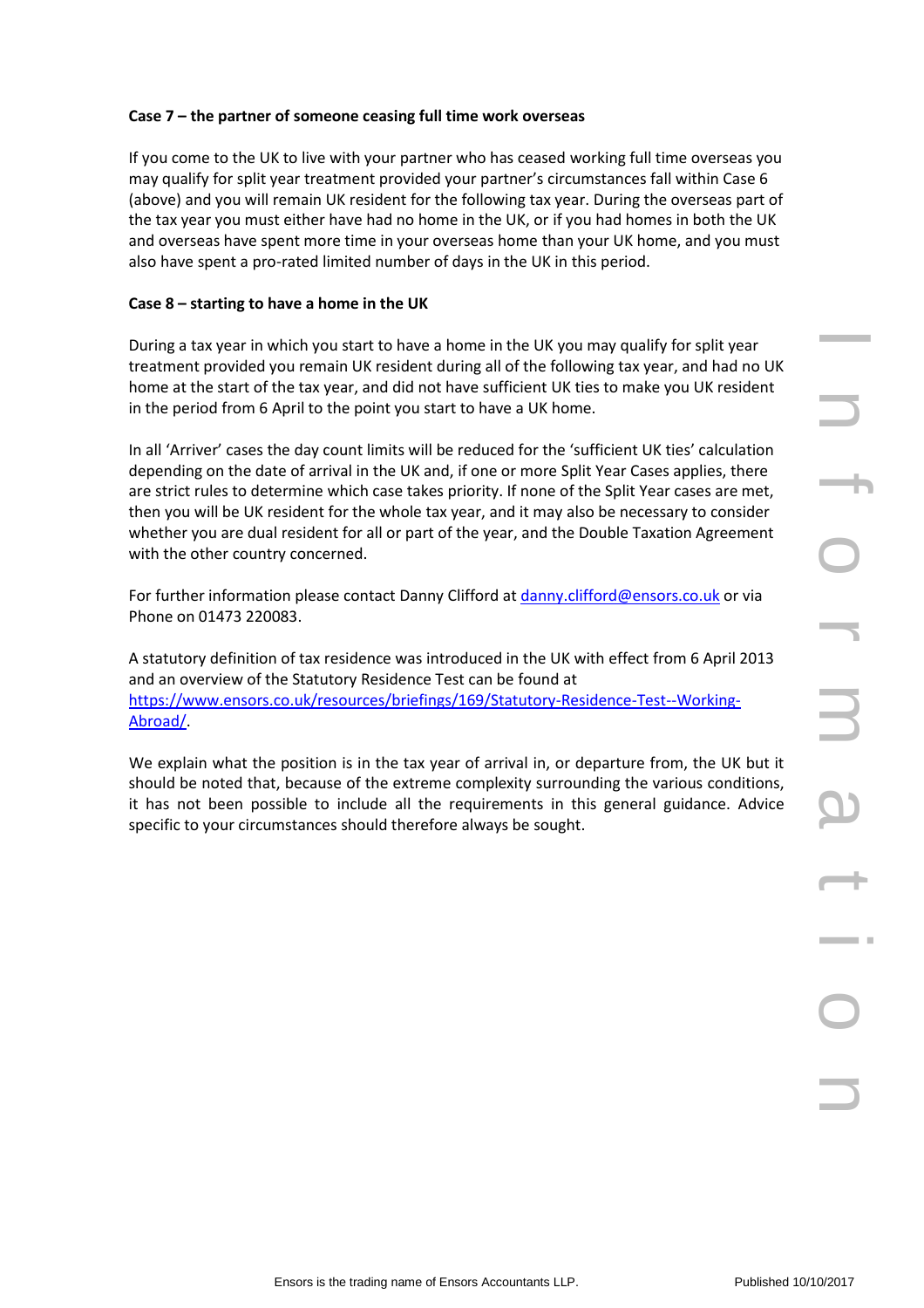**Case 7 – the partner of someone ceasing full time work overseas**

If you come to the UK to live with your partner who has ceased working full time overseas you may qualify for split year treatment provided your partner's circumstances fall within Case 6 (above) and you will remain UK resident for the following tax year. During the overseas part of the tax year you must either have had no home in the UK, or if you had homes in both the UK and overseas have spent more time in your overseas home than your UK home, and you must also have spent a pro-rated limited number of days in the UK in this period.

**Case 8 – starting to have a home in the UK**

During a tax year in which you start to have a home in the UK you may qualify for split year treatment provided you remain UK resident during all of the following tax year, and had no UK home at the start of the tax year, and did not have sufficient UK ties to make you UK resident in the period from 6 April to the point you start to have a UK home.

In all 'Arriver' cases the day count limits will be reduced for the 'sufficient UK ties' calculation depending on the date of arrival in the UK and, if one or more Split Year Cases applies, there are strict rules to determine which case takes priority. If none of the Split Year cases are met, then you will be UK resident for the whole tax year, and it may also be necessary to consider whether you are dual resident for all or part of the year, and the Double Taxation Agreement with the other country concerned.

For further information please contact Danny Clifford at [danny.clifford@ensors.co.uk](mailto:danny.clifford@ensors.co.uk) or via Phone on 01473 220083.

A statutory definition of tax residence was introduced in the UK with effect from 6 April 2013 and an overview of the Statutory Residence Test can be found at [https://www.ensors.co.uk/resources/briefings/169/Statutory-Residence-Test--Working-Abroad/](https://www.ensors.co.uk/resources/briefings/169/Statutory-Residence-Test--Working-Abroad/).

We explain what the position is in the tax year of arrival in, or departure from, the UK but it should be noted that, because of the extreme complexity surrounding the various conditions, it has not been possible to include all the requirements in this general guidance. Advice specific to your circumstances should therefore always be sought.

Ensors is the trading name of Ensors Accountants LLP.

Published 10/10/2017